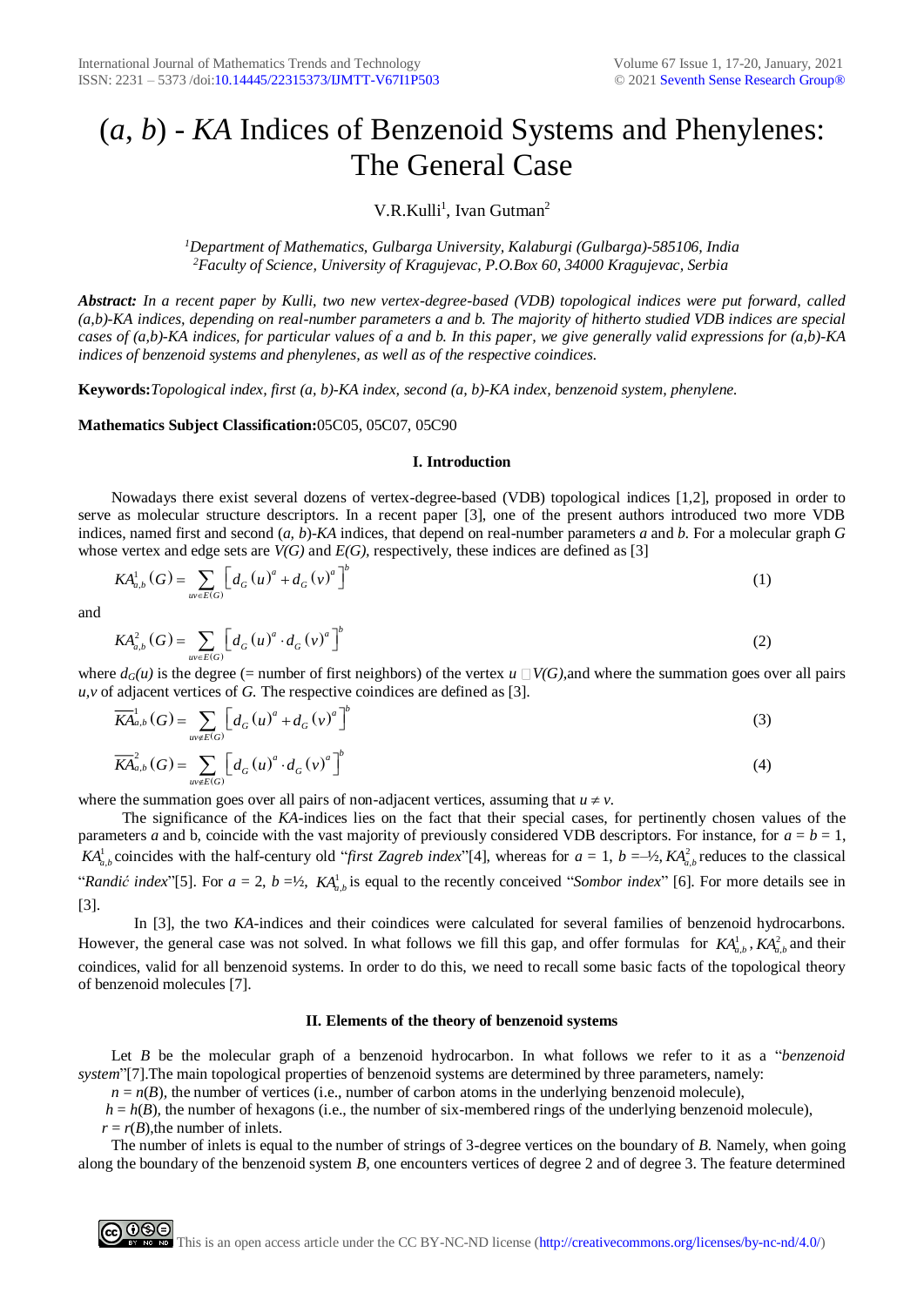# $(a, b)$ - *KA* Indices of Benzenoid Systems and Phenylenes: The General Case

V.R.Kulli[1], Ivan Gutman[2]

[1]*Department of Mathematics, Gulbarga University, Kalaburgi (Gulbarga)-585106, India*
[2]*Faculty of Science, University of Kragujevac, P.O.Box 60, 34000 Kragujevac, Serbia*

***Abstract:*** *In a recent paper by Kulli, two new vertex-degree-based (VDB) topological indices were put forward, called (a,b)-KA indices, depending on real-number parameters a and b. The majority of hitherto studied VDB indices are special cases of (a,b)-KA indices, for particular values of a and b. In this paper, we give generally valid expressions for (a,b)-KA indices of benzenoid systems and phenylenes, as well as of the respective coindices.*

**Keywords:** *Topological index, first (a, b)-KA index, second (a, b)-KA index, benzenoid system, phenylene.*

**Mathematics Subject Classification:** 05C05, 05C07, 05C90

## I. Introduction

Nowadays there exist several dozens of vertex-degree-based (VDB) topological indices [1,2], proposed in order to serve as molecular structure descriptors. In a recent paper [3], one of the present authors introduced two more VDB indices, named first and second $(a, b)$-*KA* indices, that depend on real-number parameters $a$ and $b$. For a molecular graph $G$ whose vertex and edge sets are $V(G)$ and $E(G)$, respectively, these indices are defined as [3]

$$KA^1_{a,b}(G) = \sum_{uv \in E(G)} \left[ d_G(u)^a + d_G(v)^a \right]^b \tag{1}$$

and

$$KA^2_{a,b}(G) = \sum_{uv \in E(G)} \left[ d_G(u)^a \cdot d_G(v)^a \right]^b \tag{2}$$

where $d_G(u)$ is the degree (= number of first neighbors) of the vertex $u \in V(G)$, and where the summation goes over all pairs $u,v$ of adjacent vertices of $G$. The respective coindices are defined as [3].

$$\overline{KA}^1_{a,b}(G) = \sum_{uv \notin E(G)} \left[ d_G(u)^a + d_G(v)^a \right]^b \tag{3}$$

$$\overline{KA}^2_{a,b}(G) = \sum_{uv \notin E(G)} \left[ d_G(u)^a \cdot d_G(v)^a \right]^b \tag{4}$$

where the summation goes over all pairs of non-adjacent vertices, assuming that $u \neq v$.

The significance of the *KA*-indices lies on the fact that their special cases, for pertinently chosen values of the parameters $a$ and b, coincide with the vast majority of previously considered VDB descriptors. For instance, for $a = b = 1$, $KA^1_{a,b}$ coincides with the half-century old "*first Zagreb index*"[4], whereas for $a = 1$, $b = -½$, $KA^2_{a,b}$ reduces to the classical "*Randić index*"[5]. For $a = 2$, $b = ½$, $KA^1_{a,b}$ is equal to the recently conceived "*Sombor index*" [6]. For more details see in [3].

In [3], the two *KA*-indices and their coindices were calculated for several families of benzenoid hydrocarbons. However, the general case was not solved. In what follows we fill this gap, and offer formulas for $KA^1_{a,b}$, $KA^2_{a,b}$ and their coindices, valid for all benzenoid systems. In order to do this, we need to recall some basic facts of the topological theory of benzenoid molecules [7].

## II. Elements of the theory of benzenoid systems

Let $B$ be the molecular graph of a benzenoid hydrocarbon. In what follows we refer to it as a "*benzenoid system*"[7].The main topological properties of benzenoid systems are determined by three parameters, namely:

$n = n(B)$, the number of vertices (i.e., number of carbon atoms in the underlying benzenoid molecule),

$h = h(B)$, the number of hexagons (i.e., the number of six-membered rings of the underlying benzenoid molecule),

$r = r(B)$, the number of inlets.

The number of inlets is equal to the number of strings of 3-degree vertices on the boundary of $B$. Namely, when going along the boundary of the benzenoid system $B$, one encounters vertices of degree 2 and of degree 3. The feature determined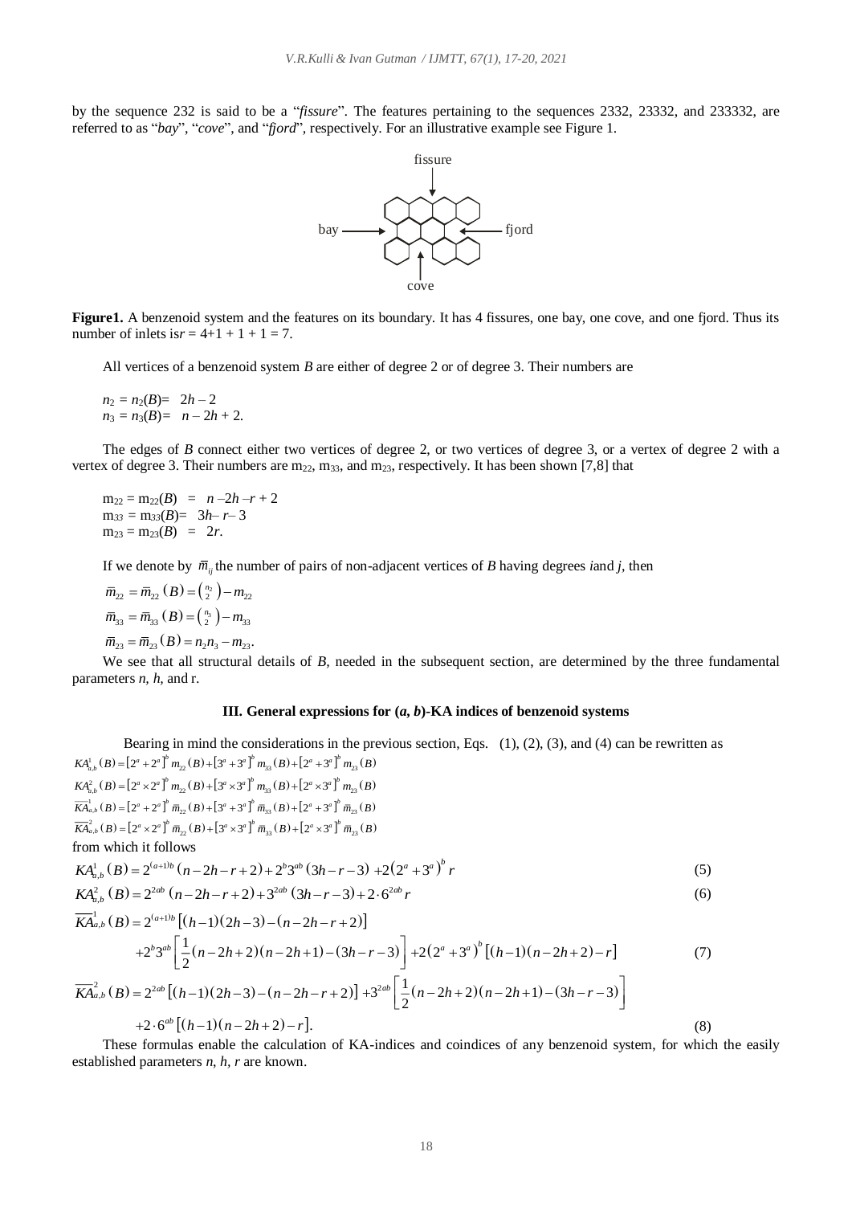by the sequence 232 is said to be a "*fissure*". The features pertaining to the sequences 2332, 23332, and 233332, are referred to as "*bay*", "*cove*", and "*fjord*", respectively. For an illustrative example see Figure 1.

**Figure1.** A benzenoid system and the features on its boundary. It has 4 fissures, one bay, one cove, and one fjord. Thus its number of inlets is $r = 4+1+1+1 = 7$.

All vertices of a benzenoid system $B$ are either of degree 2 or of degree 3. Their numbers are

$$n_2 = n_2(B) = 2h - 2$$
$$n_3 = n_3(B) = n - 2h + 2.$$

The edges of $B$ connect either two vertices of degree 2, or two vertices of degree 3, or a vertex of degree 2 with a vertex of degree 3. Their numbers are $m_{22}$, $m_{33}$, and $m_{23}$, respectively. It has been shown [7,8] that

$$m_{22} = m_{22}(B) = n - 2h - r + 2$$
$$m_{33} = m_{33}(B) = 3h - r - 3$$
$$m_{23} = m_{23}(B) = 2r.$$

If we denote by $\bar{m}_{ij}$ the number of pairs of non-adjacent vertices of $B$ having degrees $i$ and $j$, then

$$\bar{m}_{22} = \bar{m}_{22}(B) = \binom{n_2}{2} - m_{22}$$
$$\bar{m}_{33} = \bar{m}_{33}(B) = \binom{n_3}{2} - m_{33}$$
$$\bar{m}_{23} = \bar{m}_{23}(B) = n_2 n_3 - m_{23}.$$

We see that all structural details of $B$, needed in the subsequent section, are determined by the three fundamental parameters $n$, $h$, and r.

## III. General expressions for (*a*, *b*)-KA indices of benzenoid systems

Bearing in mind the considerations in the previous section, Eqs. (1), (2), (3), and (4) can be rewritten as

$$KA^1_{a,b}(B) = \left[2^a + 2^a\right]^b m_{22}(B) + \left[3^a + 3^a\right]^b m_{33}(B) + \left[2^a + 3^a\right]^b m_{23}(B)$$
$$KA^2_{a,b}(B) = \left[2^a \times 2^a\right]^b m_{22}(B) + \left[3^a \times 3^a\right]^b m_{33}(B) + \left[2^a \times 3^a\right]^b m_{23}(B)$$
$$\overline{KA}^1_{a,b}(B) = \left[2^a + 2^a\right]^b \bar{m}_{22}(B) + \left[3^a + 3^a\right]^b \bar{m}_{33}(B) + \left[2^a + 3^a\right]^b \bar{m}_{23}(B)$$
$$\overline{KA}^2_{a,b}(B) = \left[2^a \times 2^a\right]^b \bar{m}_{22}(B) + \left[3^a \times 3^a\right]^b \bar{m}_{33}(B) + \left[2^a \times 3^a\right]^b \bar{m}_{23}(B)$$

from which it follows

$$KA^1_{a,b}(B) = 2^{(a+1)b}(n - 2h - r + 2) + 2^b 3^{ab}(3h - r - 3) + 2\left(2^a + 3^a\right)^b r \tag{5}$$

$$KA^2_{a,b}(B) = 2^{2ab}(n - 2h - r + 2) + 3^{2ab}(3h - r - 3) + 2 \cdot 6^{2ab} r \tag{6}$$

$$\overline{KA}^1_{a,b}(B) = 2^{(a+1)b}\left[(h-1)(2h-3) - (n - 2h - r + 2)\right] + 2^b 3^{ab}\left[\frac{1}{2}(n-2h+2)(n-2h+1) - (3h - r - 3)\right] + 2\left(2^a + 3^a\right)^b\left[(h-1)(n-2h+2) - r\right] \tag{7}$$

$$\overline{KA}^2_{a,b}(B) = 2^{2ab}\left[(h-1)(2h-3) - (n - 2h - r + 2)\right] + 3^{2ab}\left[\frac{1}{2}(n-2h+2)(n-2h+1) - (3h - r - 3)\right] + 2 \cdot 6^{ab}\left[(h-1)(n-2h+2) - r\right]. \tag{8}$$

These formulas enable the calculation of KA-indices and coindices of any benzenoid system, for which the easily established parameters $n$, $h$, $r$ are known.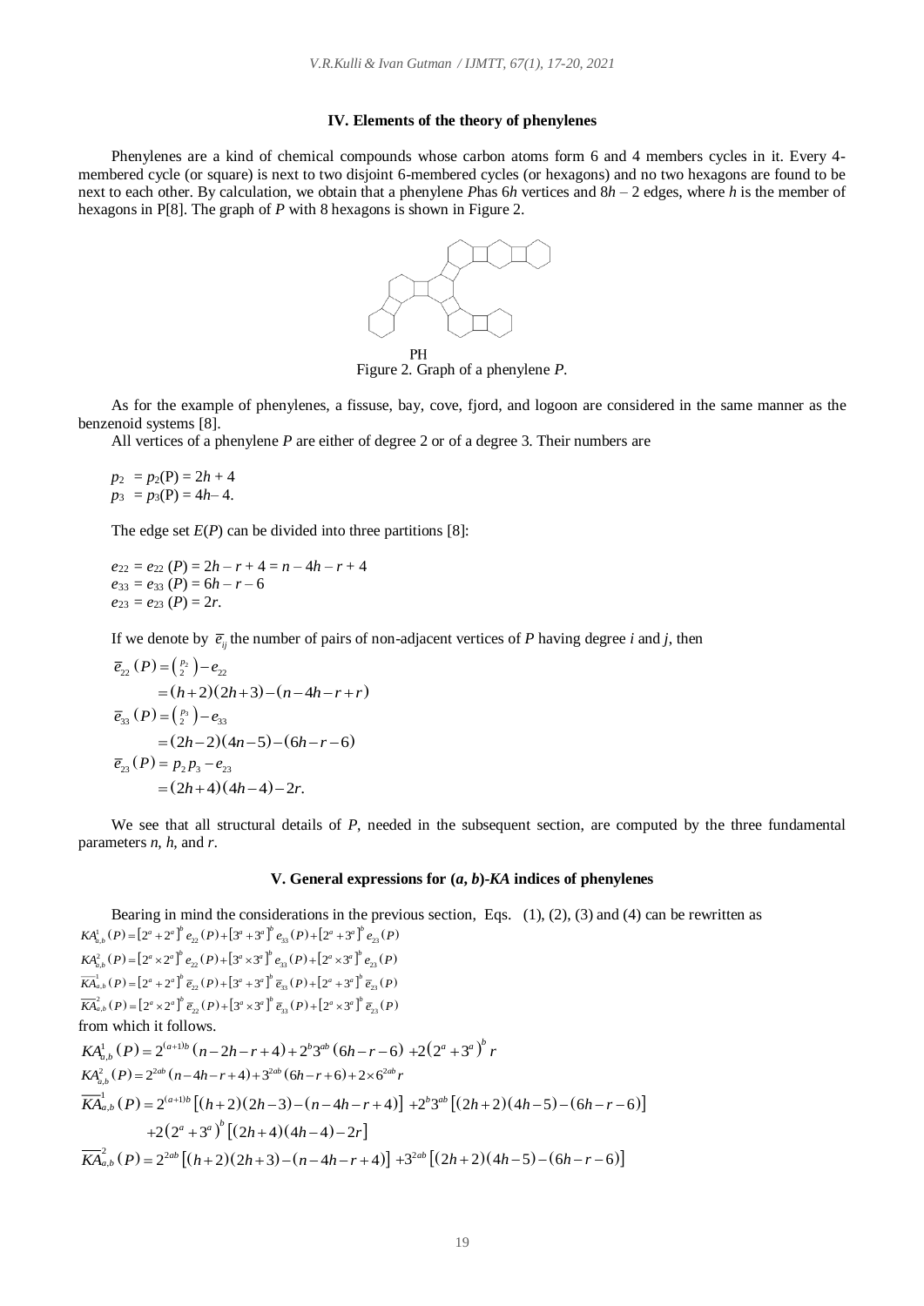## IV. Elements of the theory of phenylenes

Phenylenes are a kind of chemical compounds whose carbon atoms form 6 and 4 members cycles in it. Every 4-membered cycle (or square) is next to two disjoint 6-membered cycles (or hexagons) and no two hexagons are found to be next to each other. By calculation, we obtain that a phenylene *P*has $6h$ vertices and $8h - 2$ edges, where *h* is the member of hexagons in P[8]. The graph of *P* with 8 hexagons is shown in Figure 2.

PH

Figure 2. Graph of a phenylene *P*.

As for the example of phenylenes, a fissuse, bay, cove, fjord, and logoon are considered in the same manner as the benzenoid systems [8].

All vertices of a phenylene *P* are either of degree 2 or of a degree 3. Their numbers are

$p_2 = p_2(\mathrm{P}) = 2h + 4$

$p_3 = p_3(\mathrm{P}) = 4h - 4.$

The edge set $E(P)$ can be divided into three partitions [8]:

$e_{22} = e_{22}(P) = 2h - r + 4 = n - 4h - r + 4$

$e_{33} = e_{33}(P) = 6h - r - 6$

$e_{23} = e_{23}(P) = 2r.$

If we denote by $\overline{e}_{ij}$ the number of pairs of non-adjacent vertices of *P* having degree *i* and *j*, then

$$\overline{e}_{22}(P) = \binom{p_2}{2} - e_{22}$$
$$= (h+2)(2h+3) - (n - 4h - r + r)$$
$$\overline{e}_{33}(P) = \binom{p_3}{2} - e_{33}$$
$$= (2h-2)(4n-5) - (6h - r - 6)$$
$$\overline{e}_{23}(P) = p_2 p_3 - e_{23}$$
$$= (2h+4)(4h-4) - 2r.$$

We see that all structural details of *P*, needed in the subsequent section, are computed by the three fundamental parameters *n*, *h*, and *r*.

## V. General expressions for (*a*, *b*)-*KA* indices of phenylenes

Bearing in mind the considerations in the previous section, Eqs. (1), (2), (3) and (4) can be rewritten as

$$KA^1_{a,b}(P) = \left[2^a + 2^a\right]^b e_{22}(P) + \left[3^a + 3^a\right]^b e_{33}(P) + \left[2^a + 3^a\right]^b e_{23}(P)$$
$$KA^2_{a,b}(P) = \left[2^a \times 2^a\right]^b e_{22}(P) + \left[3^a \times 3^a\right]^b e_{33}(P) + \left[2^a \times 3^a\right]^b e_{23}(P)$$
$$\overline{KA}^1_{a,b}(P) = \left[2^a + 2^a\right]^b \overline{e}_{22}(P) + \left[3^a + 3^a\right]^b \overline{e}_{33}(P) + \left[2^a + 3^a\right]^b \overline{e}_{23}(P)$$
$$\overline{KA}^2_{a,b}(P) = \left[2^a \times 2^a\right]^b \overline{e}_{22}(P) + \left[3^a \times 3^a\right]^b \overline{e}_{33}(P) + \left[2^a \times 3^a\right]^b \overline{e}_{23}(P)$$

from which it follows.

$$KA^1_{a,b}(P) = 2^{(a+1)b}(n - 2h - r + 4) + 2^b 3^{ab}(6h - r - 6) + 2\left(2^a + 3^a\right)^b r$$
$$KA^2_{a,b}(P) = 2^{2ab}(n - 4h - r + 4) + 3^{2ab}(6h - r + 6) + 2 \times 6^{2ab} r$$
$$\overline{KA}^1_{a,b}(P) = 2^{(a+1)b}\left[(h+2)(2h-3) - (n - 4h - r + 4)\right] + 2^b 3^{ab}\left[(2h+2)(4h-5) - (6h - r - 6)\right]$$
$$+ 2\left(2^a + 3^a\right)^b\left[(2h+4)(4h-4) - 2r\right]$$
$$\overline{KA}^2_{a,b}(P) = 2^{2ab}\left[(h+2)(2h+3) - (n - 4h - r + 4)\right] + 3^{2ab}\left[(2h+2)(4h-5) - (6h - r - 6)\right]$$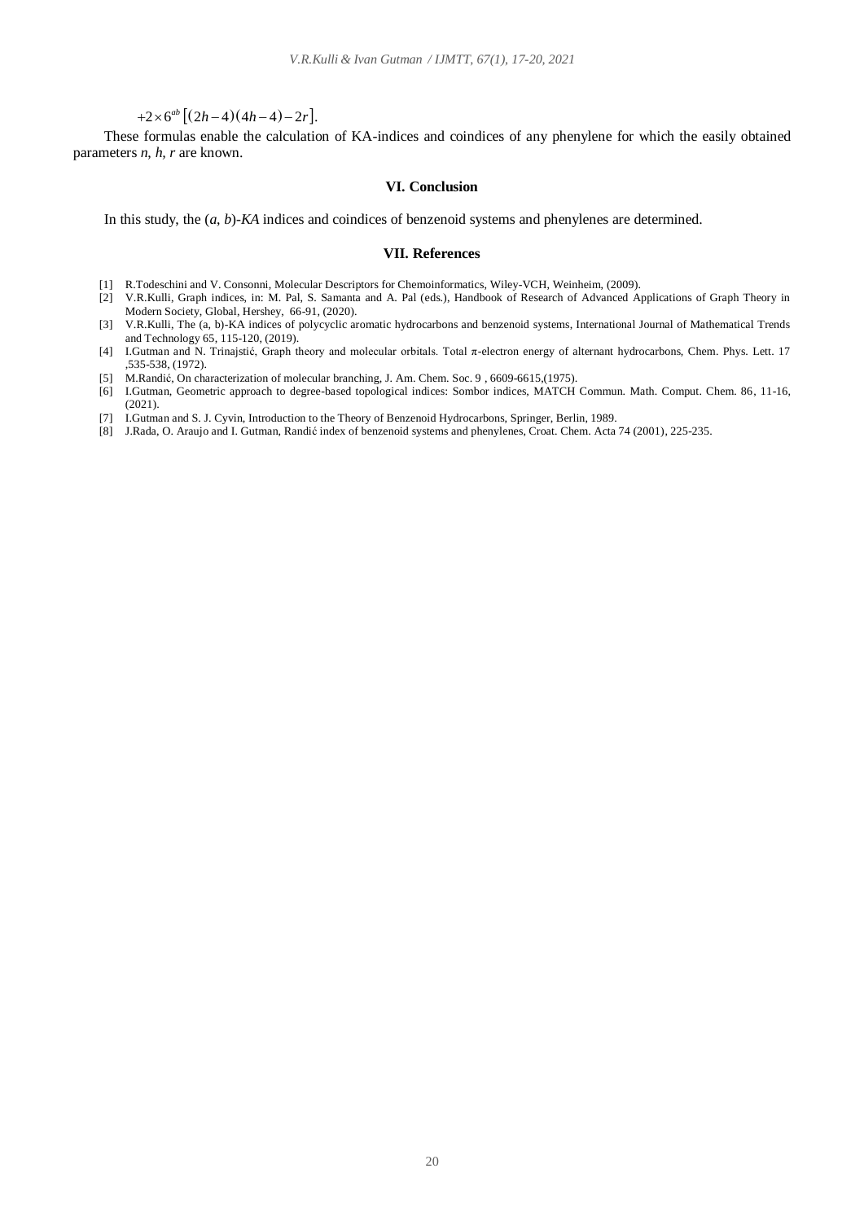$$+2\times 6^{ab}\left[(2h-4)(4h-4)-2r\right].$$

These formulas enable the calculation of KA-indices and coindices of any phenylene for which the easily obtained parameters *n*, *h*, *r* are known.

## VI. Conclusion

In this study, the (*a*, *b*)-*KA* indices and coindices of benzenoid systems and phenylenes are determined.

## VII. References

[1] R.Todeschini and V. Consonni, Molecular Descriptors for Chemoinformatics, Wiley-VCH, Weinheim, (2009).

[2] V.R.Kulli, Graph indices, in: M. Pal, S. Samanta and A. Pal (eds.), Handbook of Research of Advanced Applications of Graph Theory in Modern Society, Global, Hershey, 66-91, (2020).

[3] V.R.Kulli, The (a, b)-KA indices of polycyclic aromatic hydrocarbons and benzenoid systems, International Journal of Mathematical Trends and Technology 65, 115-120, (2019).

[4] I.Gutman and N. Trinajstić, Graph theory and molecular orbitals. Total π-electron energy of alternant hydrocarbons, Chem. Phys. Lett. 17 ,535-538, (1972).

[5] M.Randić, On characterization of molecular branching, J. Am. Chem. Soc. 9 , 6609-6615,(1975).

[6] I.Gutman, Geometric approach to degree-based topological indices: Sombor indices, MATCH Commun. Math. Comput. Chem. 86, 11-16, (2021).

[7] I.Gutman and S. J. Cyvin, Introduction to the Theory of Benzenoid Hydrocarbons, Springer, Berlin, 1989.

[8] J.Rada, O. Araujo and I. Gutman, Randić index of benzenoid systems and phenylenes, Croat. Chem. Acta 74 (2001), 225-235.